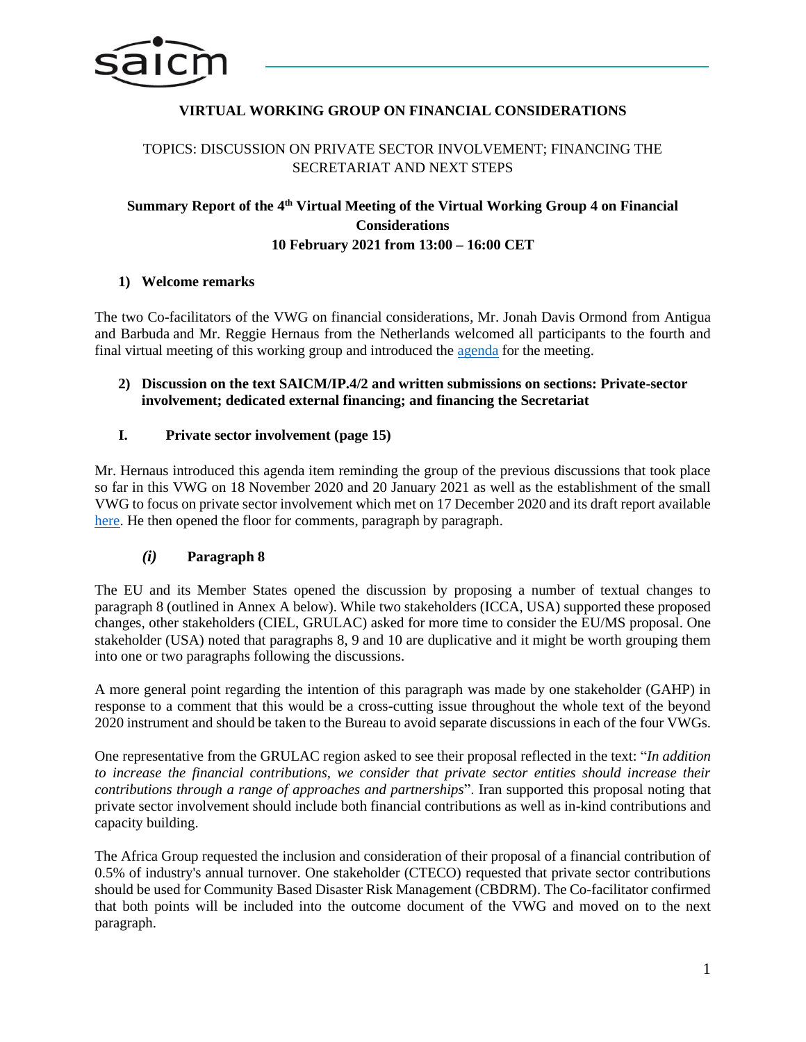# VIRTUAL WORKING GROUP ON FINANCIAL CONSIDERATIONS

TOPICS: DISCUSSION ON PRIVATE SECTOR INVOLVEMENT; FINANCING THE SECRETARIAT AND NEXT STEPS

**Summary Report of the 4th Virtual Meeting of the Virtual Working Group 4 on Financial Considerations**
**10 February 2021 from 13:00 – 16:00 CET**

## 1) Welcome remarks

The two Co-facilitators of the VWG on financial considerations, Mr. Jonah Davis Ormond from Antigua and Barbuda and Mr. Reggie Hernaus from the Netherlands welcomed all participants to the fourth and final virtual meeting of this working group and introduced the agenda for the meeting.

## 2) Discussion on the text SAICM/IP.4/2 and written submissions on sections: Private-sector involvement; dedicated external financing; and financing the Secretariat

### I. Private sector involvement (page 15)

Mr. Hernaus introduced this agenda item reminding the group of the previous discussions that took place so far in this VWG on 18 November 2020 and 20 January 2021 as well as the establishment of the small VWG to focus on private sector involvement which met on 17 December 2020 and its draft report available here. He then opened the floor for comments, paragraph by paragraph.

#### *(i)* Paragraph 8

The EU and its Member States opened the discussion by proposing a number of textual changes to paragraph 8 (outlined in Annex A below). While two stakeholders (ICCA, USA) supported these proposed changes, other stakeholders (CIEL, GRULAC) asked for more time to consider the EU/MS proposal. One stakeholder (USA) noted that paragraphs 8, 9 and 10 are duplicative and it might be worth grouping them into one or two paragraphs following the discussions.

A more general point regarding the intention of this paragraph was made by one stakeholder (GAHP) in response to a comment that this would be a cross-cutting issue throughout the whole text of the beyond 2020 instrument and should be taken to the Bureau to avoid separate discussions in each of the four VWGs.

One representative from the GRULAC region asked to see their proposal reflected in the text: "*In addition to increase the financial contributions, we consider that private sector entities should increase their contributions through a range of approaches and partnerships*". Iran supported this proposal noting that private sector involvement should include both financial contributions as well as in-kind contributions and capacity building.

The Africa Group requested the inclusion and consideration of their proposal of a financial contribution of 0.5% of industry's annual turnover. One stakeholder (CTECO) requested that private sector contributions should be used for Community Based Disaster Risk Management (CBDRM). The Co-facilitator confirmed that both points will be included into the outcome document of the VWG and moved on to the next paragraph.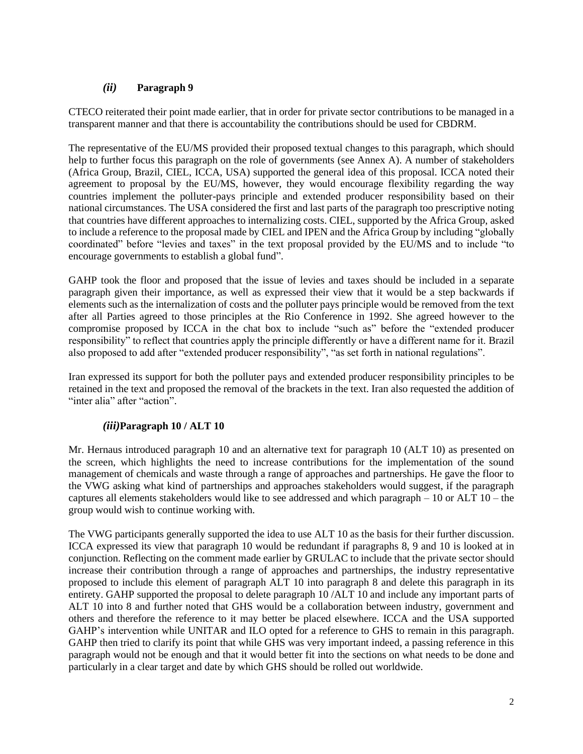### *(ii)* **Paragraph 9**

CTECO reiterated their point made earlier, that in order for private sector contributions to be managed in a transparent manner and that there is accountability the contributions should be used for CBDRM.

The representative of the EU/MS provided their proposed textual changes to this paragraph, which should help to further focus this paragraph on the role of governments (see Annex A). A number of stakeholders (Africa Group, Brazil, CIEL, ICCA, USA) supported the general idea of this proposal. ICCA noted their agreement to proposal by the EU/MS, however, they would encourage flexibility regarding the way countries implement the polluter-pays principle and extended producer responsibility based on their national circumstances. The USA considered the first and last parts of the paragraph too prescriptive noting that countries have different approaches to internalizing costs. CIEL, supported by the Africa Group, asked to include a reference to the proposal made by CIEL and IPEN and the Africa Group by including "globally coordinated" before "levies and taxes" in the text proposal provided by the EU/MS and to include "to encourage governments to establish a global fund".

GAHP took the floor and proposed that the issue of levies and taxes should be included in a separate paragraph given their importance, as well as expressed their view that it would be a step backwards if elements such as the internalization of costs and the polluter pays principle would be removed from the text after all Parties agreed to those principles at the Rio Conference in 1992. She agreed however to the compromise proposed by ICCA in the chat box to include "such as" before the "extended producer responsibility" to reflect that countries apply the principle differently or have a different name for it. Brazil also proposed to add after "extended producer responsibility", "as set forth in national regulations".

Iran expressed its support for both the polluter pays and extended producer responsibility principles to be retained in the text and proposed the removal of the brackets in the text. Iran also requested the addition of "inter alia" after "action".

### *(iii)* **Paragraph 10 / ALT 10**

Mr. Hernaus introduced paragraph 10 and an alternative text for paragraph 10 (ALT 10) as presented on the screen, which highlights the need to increase contributions for the implementation of the sound management of chemicals and waste through a range of approaches and partnerships. He gave the floor to the VWG asking what kind of partnerships and approaches stakeholders would suggest, if the paragraph captures all elements stakeholders would like to see addressed and which paragraph – 10 or ALT 10 – the group would wish to continue working with.

The VWG participants generally supported the idea to use ALT 10 as the basis for their further discussion. ICCA expressed its view that paragraph 10 would be redundant if paragraphs 8, 9 and 10 is looked at in conjunction. Reflecting on the comment made earlier by GRULAC to include that the private sector should increase their contribution through a range of approaches and partnerships, the industry representative proposed to include this element of paragraph ALT 10 into paragraph 8 and delete this paragraph in its entirety. GAHP supported the proposal to delete paragraph 10 /ALT 10 and include any important parts of ALT 10 into 8 and further noted that GHS would be a collaboration between industry, government and others and therefore the reference to it may better be placed elsewhere. ICCA and the USA supported GAHP's intervention while UNITAR and ILO opted for a reference to GHS to remain in this paragraph. GAHP then tried to clarify its point that while GHS was very important indeed, a passing reference in this paragraph would not be enough and that it would better fit into the sections on what needs to be done and particularly in a clear target and date by which GHS should be rolled out worldwide.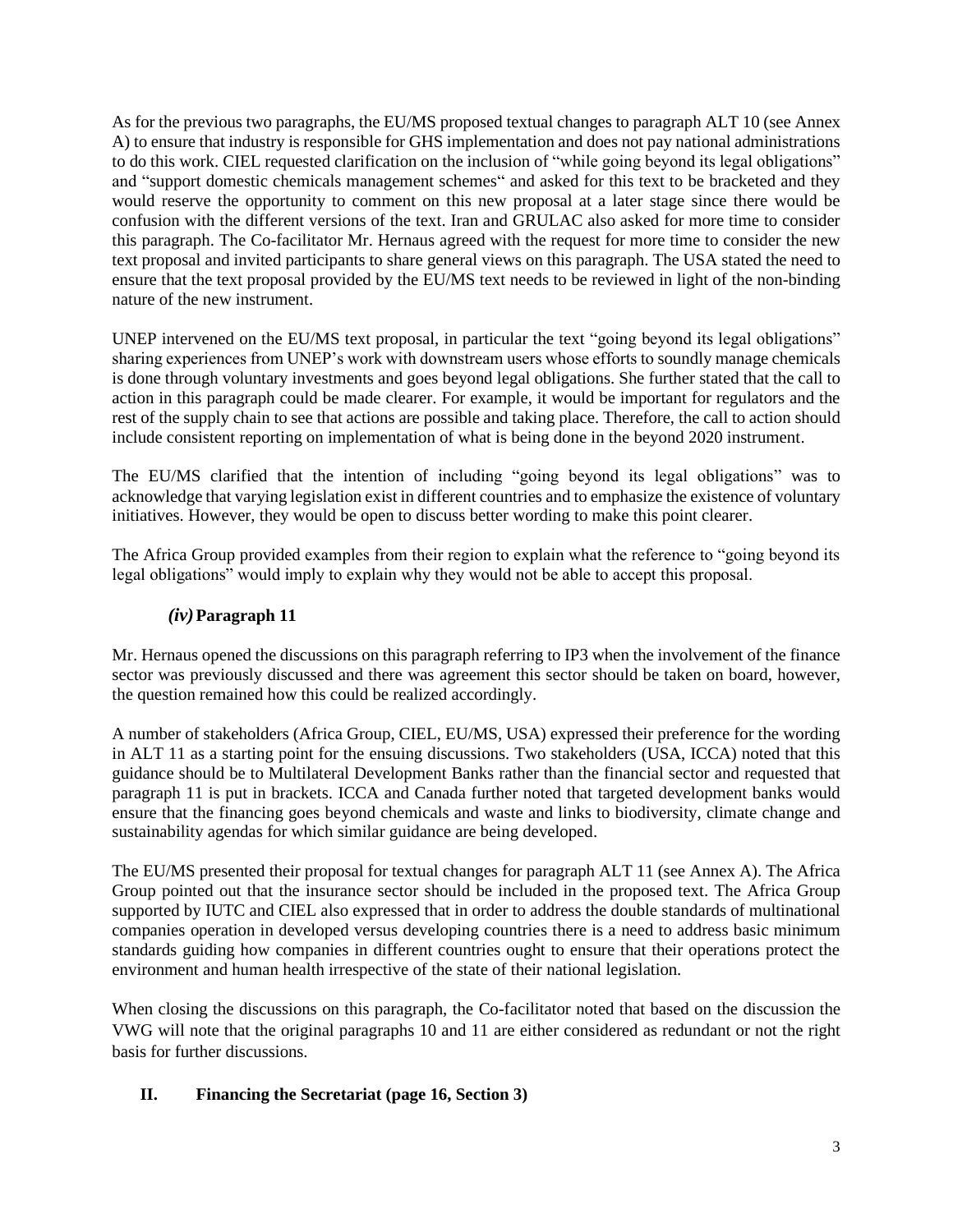As for the previous two paragraphs, the EU/MS proposed textual changes to paragraph ALT 10 (see Annex A) to ensure that industry is responsible for GHS implementation and does not pay national administrations to do this work. CIEL requested clarification on the inclusion of "while going beyond its legal obligations" and "support domestic chemicals management schemes" and asked for this text to be bracketed and they would reserve the opportunity to comment on this new proposal at a later stage since there would be confusion with the different versions of the text. Iran and GRULAC also asked for more time to consider this paragraph. The Co-facilitator Mr. Hernaus agreed with the request for more time to consider the new text proposal and invited participants to share general views on this paragraph. The USA stated the need to ensure that the text proposal provided by the EU/MS text needs to be reviewed in light of the non-binding nature of the new instrument.

UNEP intervened on the EU/MS text proposal, in particular the text "going beyond its legal obligations" sharing experiences from UNEP's work with downstream users whose efforts to soundly manage chemicals is done through voluntary investments and goes beyond legal obligations. She further stated that the call to action in this paragraph could be made clearer. For example, it would be important for regulators and the rest of the supply chain to see that actions are possible and taking place. Therefore, the call to action should include consistent reporting on implementation of what is being done in the beyond 2020 instrument.

The EU/MS clarified that the intention of including "going beyond its legal obligations" was to acknowledge that varying legislation exist in different countries and to emphasize the existence of voluntary initiatives. However, they would be open to discuss better wording to make this point clearer.

The Africa Group provided examples from their region to explain what the reference to "going beyond its legal obligations" would imply to explain why they would not be able to accept this proposal.

### *(iv)* Paragraph 11

Mr. Hernaus opened the discussions on this paragraph referring to IP3 when the involvement of the finance sector was previously discussed and there was agreement this sector should be taken on board, however, the question remained how this could be realized accordingly.

A number of stakeholders (Africa Group, CIEL, EU/MS, USA) expressed their preference for the wording in ALT 11 as a starting point for the ensuing discussions. Two stakeholders (USA, ICCA) noted that this guidance should be to Multilateral Development Banks rather than the financial sector and requested that paragraph 11 is put in brackets. ICCA and Canada further noted that targeted development banks would ensure that the financing goes beyond chemicals and waste and links to biodiversity, climate change and sustainability agendas for which similar guidance are being developed.

The EU/MS presented their proposal for textual changes for paragraph ALT 11 (see Annex A). The Africa Group pointed out that the insurance sector should be included in the proposed text. The Africa Group supported by IUTC and CIEL also expressed that in order to address the double standards of multinational companies operation in developed versus developing countries there is a need to address basic minimum standards guiding how companies in different countries ought to ensure that their operations protect the environment and human health irrespective of the state of their national legislation.

When closing the discussions on this paragraph, the Co-facilitator noted that based on the discussion the VWG will note that the original paragraphs 10 and 11 are either considered as redundant or not the right basis for further discussions.

## II. Financing the Secretariat (page 16, Section 3)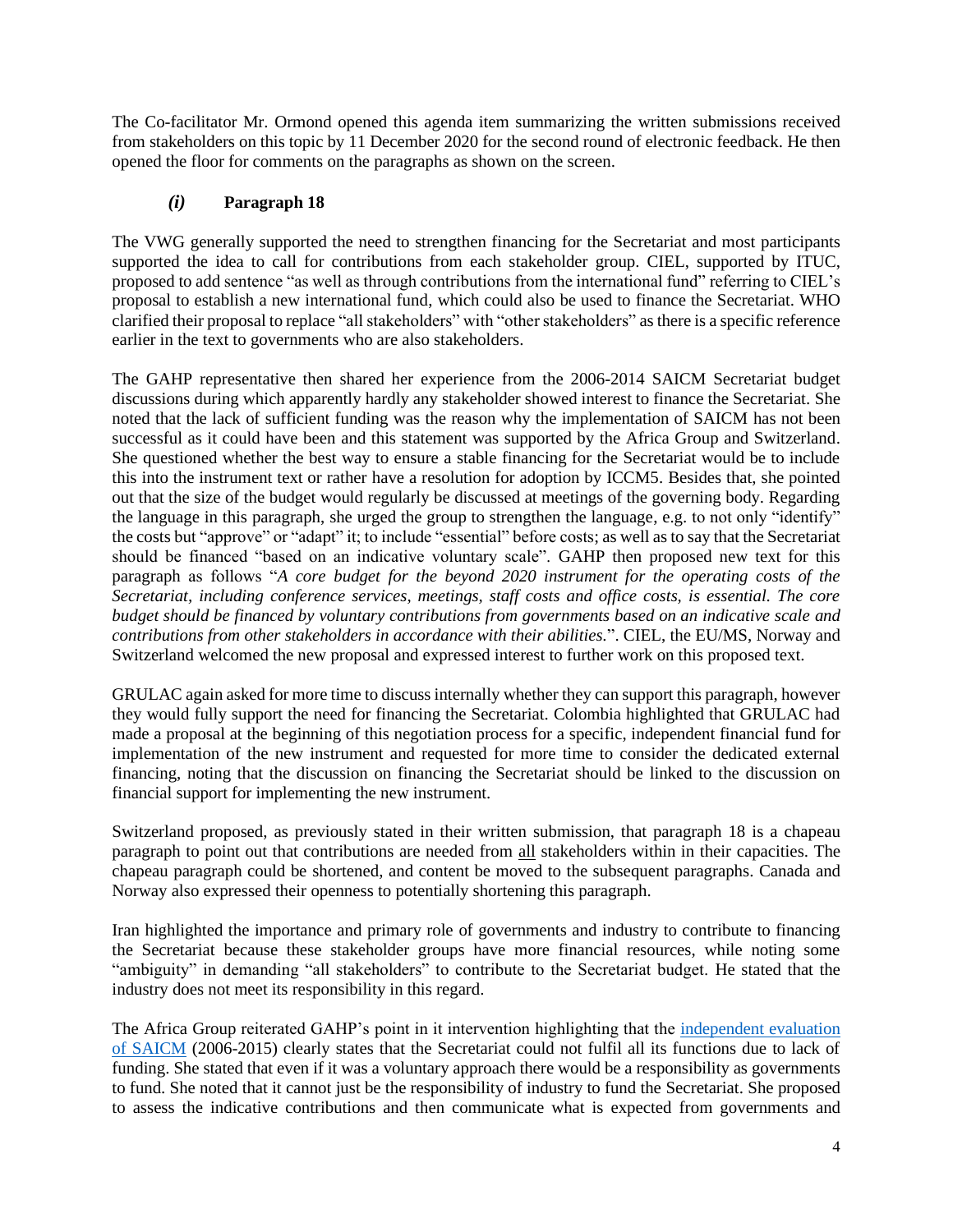The Co-facilitator Mr. Ormond opened this agenda item summarizing the written submissions received from stakeholders on this topic by 11 December 2020 for the second round of electronic feedback. He then opened the floor for comments on the paragraphs as shown on the screen.

### *(i)* Paragraph 18

The VWG generally supported the need to strengthen financing for the Secretariat and most participants supported the idea to call for contributions from each stakeholder group. CIEL, supported by ITUC, proposed to add sentence "as well as through contributions from the international fund" referring to CIEL's proposal to establish a new international fund, which could also be used to finance the Secretariat. WHO clarified their proposal to replace "all stakeholders" with "other stakeholders" as there is a specific reference earlier in the text to governments who are also stakeholders.

The GAHP representative then shared her experience from the 2006-2014 SAICM Secretariat budget discussions during which apparently hardly any stakeholder showed interest to finance the Secretariat. She noted that the lack of sufficient funding was the reason why the implementation of SAICM has not been successful as it could have been and this statement was supported by the Africa Group and Switzerland. She questioned whether the best way to ensure a stable financing for the Secretariat would be to include this into the instrument text or rather have a resolution for adoption by ICCM5. Besides that, she pointed out that the size of the budget would regularly be discussed at meetings of the governing body. Regarding the language in this paragraph, she urged the group to strengthen the language, e.g. to not only "identify" the costs but "approve" or "adapt" it; to include "essential" before costs; as well as to say that the Secretariat should be financed "based on an indicative voluntary scale". GAHP then proposed new text for this paragraph as follows "*A core budget for the beyond 2020 instrument for the operating costs of the Secretariat, including conference services, meetings, staff costs and office costs, is essential. The core budget should be financed by voluntary contributions from governments based on an indicative scale and contributions from other stakeholders in accordance with their abilities.*". CIEL, the EU/MS, Norway and Switzerland welcomed the new proposal and expressed interest to further work on this proposed text.

GRULAC again asked for more time to discuss internally whether they can support this paragraph, however they would fully support the need for financing the Secretariat. Colombia highlighted that GRULAC had made a proposal at the beginning of this negotiation process for a specific, independent financial fund for implementation of the new instrument and requested for more time to consider the dedicated external financing, noting that the discussion on financing the Secretariat should be linked to the discussion on financial support for implementing the new instrument.

Switzerland proposed, as previously stated in their written submission, that paragraph 18 is a chapeau paragraph to point out that contributions are needed from <u>all</u> stakeholders within in their capacities. The chapeau paragraph could be shortened, and content be moved to the subsequent paragraphs. Canada and Norway also expressed their openness to potentially shortening this paragraph.

Iran highlighted the importance and primary role of governments and industry to contribute to financing the Secretariat because these stakeholder groups have more financial resources, while noting some "ambiguity" in demanding "all stakeholders" to contribute to the Secretariat budget. He stated that the industry does not meet its responsibility in this regard.

The Africa Group reiterated GAHP's point in it intervention highlighting that the [independent evaluation of SAICM](independent evaluation of SAICM) (2006-2015) clearly states that the Secretariat could not fulfil all its functions due to lack of funding. She stated that even if it was a voluntary approach there would be a responsibility as governments to fund. She noted that it cannot just be the responsibility of industry to fund the Secretariat. She proposed to assess the indicative contributions and then communicate what is expected from governments and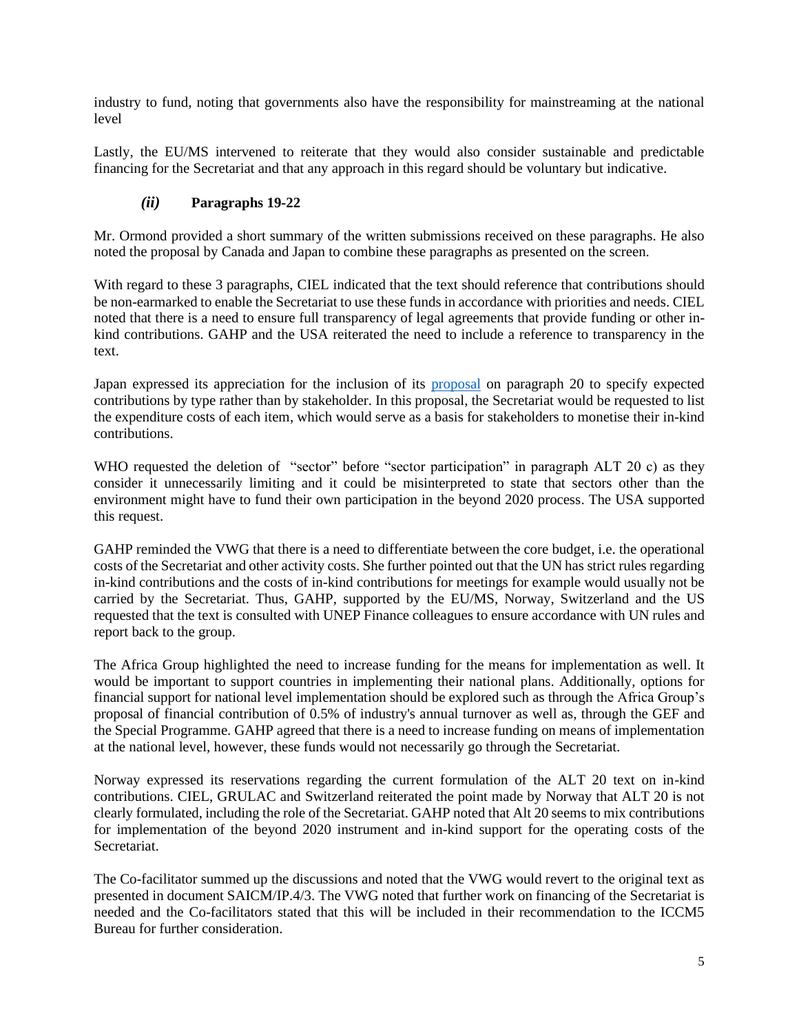industry to fund, noting that governments also have the responsibility for mainstreaming at the national level

Lastly, the EU/MS intervened to reiterate that they would also consider sustainable and predictable financing for the Secretariat and that any approach in this regard should be voluntary but indicative.

### *(ii)* Paragraphs 19-22

Mr. Ormond provided a short summary of the written submissions received on these paragraphs. He also noted the proposal by Canada and Japan to combine these paragraphs as presented on the screen.

With regard to these 3 paragraphs, CIEL indicated that the text should reference that contributions should be non-earmarked to enable the Secretariat to use these funds in accordance with priorities and needs. CIEL noted that there is a need to ensure full transparency of legal agreements that provide funding or other in-kind contributions. GAHP and the USA reiterated the need to include a reference to transparency in the text.

Japan expressed its appreciation for the inclusion of its proposal on paragraph 20 to specify expected contributions by type rather than by stakeholder. In this proposal, the Secretariat would be requested to list the expenditure costs of each item, which would serve as a basis for stakeholders to monetise their in-kind contributions.

WHO requested the deletion of "sector" before "sector participation" in paragraph ALT 20 c) as they consider it unnecessarily limiting and it could be misinterpreted to state that sectors other than the environment might have to fund their own participation in the beyond 2020 process. The USA supported this request.

GAHP reminded the VWG that there is a need to differentiate between the core budget, i.e. the operational costs of the Secretariat and other activity costs. She further pointed out that the UN has strict rules regarding in-kind contributions and the costs of in-kind contributions for meetings for example would usually not be carried by the Secretariat. Thus, GAHP, supported by the EU/MS, Norway, Switzerland and the US requested that the text is consulted with UNEP Finance colleagues to ensure accordance with UN rules and report back to the group.

The Africa Group highlighted the need to increase funding for the means for implementation as well. It would be important to support countries in implementing their national plans. Additionally, options for financial support for national level implementation should be explored such as through the Africa Group's proposal of financial contribution of 0.5% of industry's annual turnover as well as, through the GEF and the Special Programme. GAHP agreed that there is a need to increase funding on means of implementation at the national level, however, these funds would not necessarily go through the Secretariat.

Norway expressed its reservations regarding the current formulation of the ALT 20 text on in-kind contributions. CIEL, GRULAC and Switzerland reiterated the point made by Norway that ALT 20 is not clearly formulated, including the role of the Secretariat. GAHP noted that Alt 20 seems to mix contributions for implementation of the beyond 2020 instrument and in-kind support for the operating costs of the Secretariat.

The Co-facilitator summed up the discussions and noted that the VWG would revert to the original text as presented in document SAICM/IP.4/3. The VWG noted that further work on financing of the Secretariat is needed and the Co-facilitators stated that this will be included in their recommendation to the ICCM5 Bureau for further consideration.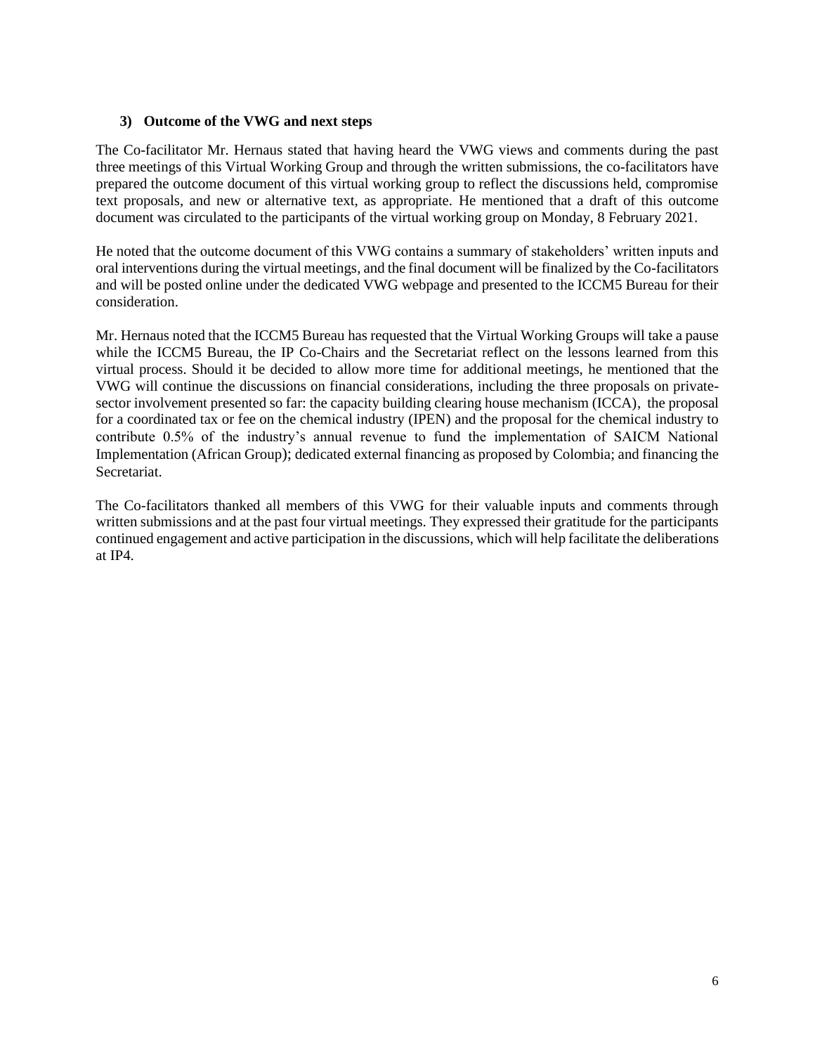### 3) Outcome of the VWG and next steps

The Co-facilitator Mr. Hernaus stated that having heard the VWG views and comments during the past three meetings of this Virtual Working Group and through the written submissions, the co-facilitators have prepared the outcome document of this virtual working group to reflect the discussions held, compromise text proposals, and new or alternative text, as appropriate. He mentioned that a draft of this outcome document was circulated to the participants of the virtual working group on Monday, 8 February 2021.

He noted that the outcome document of this VWG contains a summary of stakeholders' written inputs and oral interventions during the virtual meetings, and the final document will be finalized by the Co-facilitators and will be posted online under the dedicated VWG webpage and presented to the ICCM5 Bureau for their consideration.

Mr. Hernaus noted that the ICCM5 Bureau has requested that the Virtual Working Groups will take a pause while the ICCM5 Bureau, the IP Co-Chairs and the Secretariat reflect on the lessons learned from this virtual process. Should it be decided to allow more time for additional meetings, he mentioned that the VWG will continue the discussions on financial considerations, including the three proposals on private-sector involvement presented so far: the capacity building clearing house mechanism (ICCA), the proposal for a coordinated tax or fee on the chemical industry (IPEN) and the proposal for the chemical industry to contribute 0.5% of the industry's annual revenue to fund the implementation of SAICM National Implementation (African Group); dedicated external financing as proposed by Colombia; and financing the Secretariat.

The Co-facilitators thanked all members of this VWG for their valuable inputs and comments through written submissions and at the past four virtual meetings. They expressed their gratitude for the participants continued engagement and active participation in the discussions, which will help facilitate the deliberations at IP4.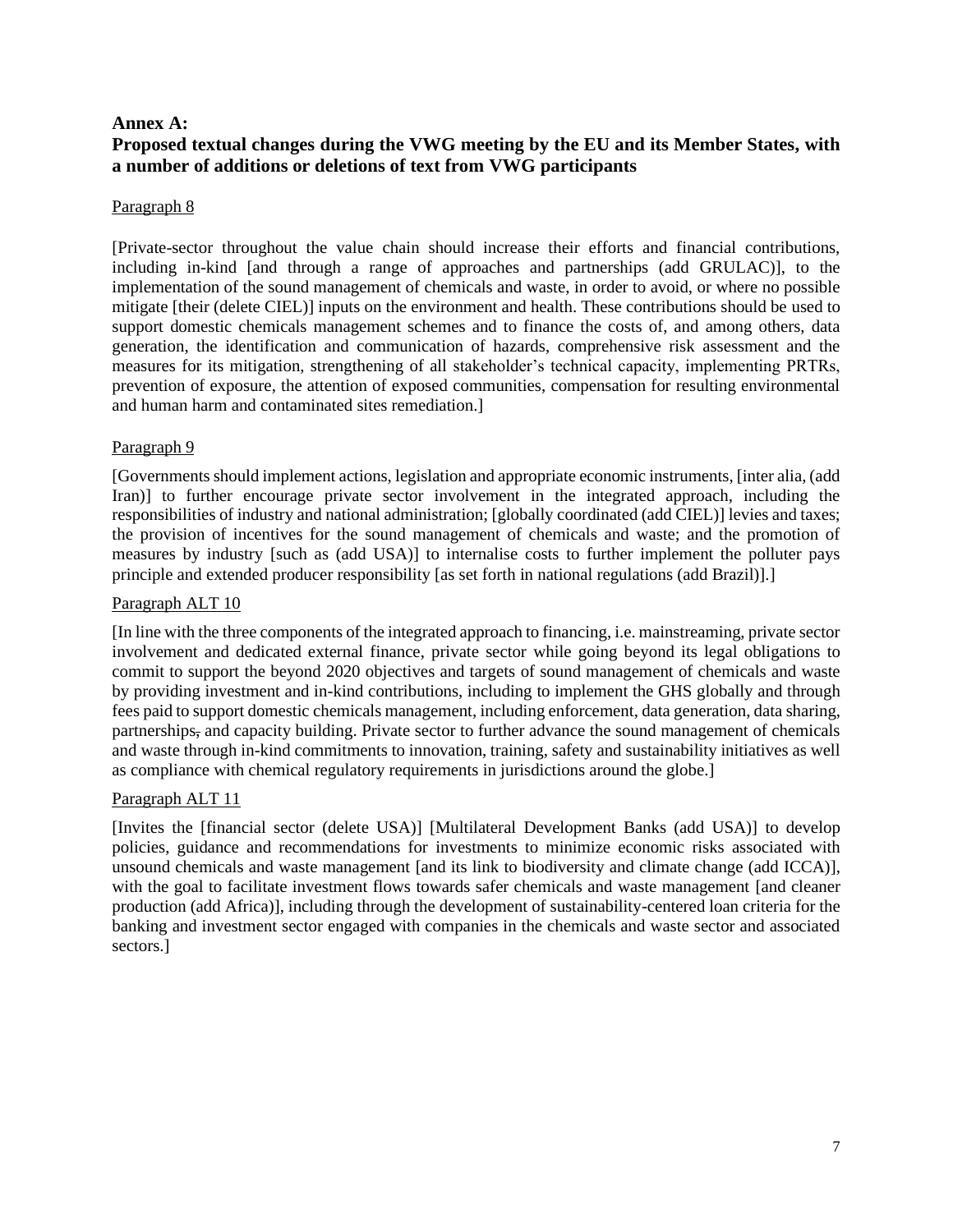## Annex A:

## Proposed textual changes during the VWG meeting by the EU and its Member States, with a number of additions or deletions of text from VWG participants

Paragraph 8

[Private-sector throughout the value chain should increase their efforts and financial contributions, including in-kind [and through a range of approaches and partnerships (add GRULAC)], to the implementation of the sound management of chemicals and waste, in order to avoid, or where no possible mitigate [their (delete CIEL)] inputs on the environment and health. These contributions should be used to support domestic chemicals management schemes and to finance the costs of, and among others, data generation, the identification and communication of hazards, comprehensive risk assessment and the measures for its mitigation, strengthening of all stakeholder's technical capacity, implementing PRTRs, prevention of exposure, the attention of exposed communities, compensation for resulting environmental and human harm and contaminated sites remediation.]

Paragraph 9

[Governments should implement actions, legislation and appropriate economic instruments, [inter alia, (add Iran)] to further encourage private sector involvement in the integrated approach, including the responsibilities of industry and national administration; [globally coordinated (add CIEL)] levies and taxes; the provision of incentives for the sound management of chemicals and waste; and the promotion of measures by industry [such as (add USA)] to internalise costs to further implement the polluter pays principle and extended producer responsibility [as set forth in national regulations (add Brazil)].]

Paragraph ALT 10

[In line with the three components of the integrated approach to financing, i.e. mainstreaming, private sector involvement and dedicated external finance, private sector while going beyond its legal obligations to commit to support the beyond 2020 objectives and targets of sound management of chemicals and waste by providing investment and in-kind contributions, including to implement the GHS globally and through fees paid to support domestic chemicals management, including enforcement, data generation, data sharing, partnerships~~,~~ and capacity building. Private sector to further advance the sound management of chemicals and waste through in-kind commitments to innovation, training, safety and sustainability initiatives as well as compliance with chemical regulatory requirements in jurisdictions around the globe.]

Paragraph ALT 11

[Invites the [financial sector (delete USA)] [Multilateral Development Banks (add USA)] to develop policies, guidance and recommendations for investments to minimize economic risks associated with unsound chemicals and waste management [and its link to biodiversity and climate change (add ICCA)], with the goal to facilitate investment flows towards safer chemicals and waste management [and cleaner production (add Africa)], including through the development of sustainability-centered loan criteria for the banking and investment sector engaged with companies in the chemicals and waste sector and associated sectors.]